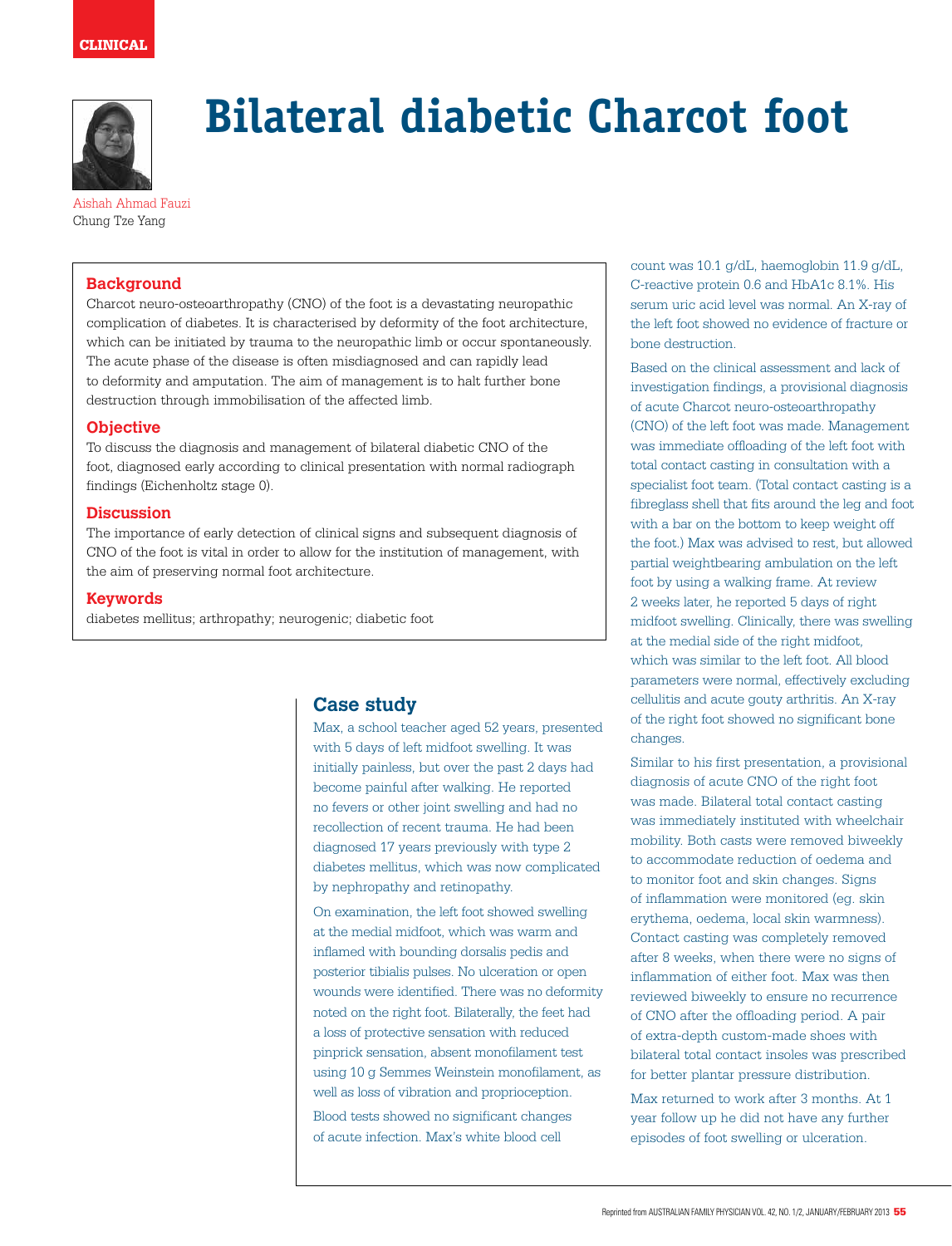CLINICAL

# Bilateral diabetic Charcot foot

Aishah Ahmad Fauzi
Chung Tze Yang

### Background

Charcot neuro-osteoarthropathy (CNO) of the foot is a devastating neuropathic complication of diabetes. It is characterised by deformity of the foot architecture, which can be initiated by trauma to the neuropathic limb or occur spontaneously. The acute phase of the disease is often misdiagnosed and can rapidly lead to deformity and amputation. The aim of management is to halt further bone destruction through immobilisation of the affected limb.

### Objective

To discuss the diagnosis and management of bilateral diabetic CNO of the foot, diagnosed early according to clinical presentation with normal radiograph findings (Eichenholtz stage 0).

### Discussion

The importance of early detection of clinical signs and subsequent diagnosis of CNO of the foot is vital in order to allow for the institution of management, with the aim of preserving normal foot architecture.

### Keywords

diabetes mellitus; arthropathy; neurogenic; diabetic foot

## Case study

Max, a school teacher aged 52 years, presented with 5 days of left midfoot swelling. It was initially painless, but over the past 2 days had become painful after walking. He reported no fevers or other joint swelling and had no recollection of recent trauma. He had been diagnosed 17 years previously with type 2 diabetes mellitus, which was now complicated by nephropathy and retinopathy.

On examination, the left foot showed swelling at the medial midfoot, which was warm and inflamed with bounding dorsalis pedis and posterior tibialis pulses. No ulceration or open wounds were identified. There was no deformity noted on the right foot. Bilaterally, the feet had a loss of protective sensation with reduced pinprick sensation, absent monofilament test using 10 g Semmes Weinstein monofilament, as well as loss of vibration and proprioception.

Blood tests showed no significant changes of acute infection. Max's white blood cell count was 10.1 g/dL, haemoglobin 11.9 g/dL, C-reactive protein 0.6 and HbA1c 8.1%. His serum uric acid level was normal. An X-ray of the left foot showed no evidence of fracture or bone destruction.

Based on the clinical assessment and lack of investigation findings, a provisional diagnosis of acute Charcot neuro-osteoarthropathy (CNO) of the left foot was made. Management was immediate offloading of the left foot with total contact casting in consultation with a specialist foot team. (Total contact casting is a fibreglass shell that fits around the leg and foot with a bar on the bottom to keep weight off the foot.) Max was advised to rest, but allowed partial weightbearing ambulation on the left foot by using a walking frame. At review 2 weeks later, he reported 5 days of right midfoot swelling. Clinically, there was swelling at the medial side of the right midfoot, which was similar to the left foot. All blood parameters were normal, effectively excluding cellulitis and acute gouty arthritis. An X-ray of the right foot showed no significant bone changes.

Similar to his first presentation, a provisional diagnosis of acute CNO of the right foot was made. Bilateral total contact casting was immediately instituted with wheelchair mobility. Both casts were removed biweekly to accommodate reduction of oedema and to monitor foot and skin changes. Signs of inflammation were monitored (eg. skin erythema, oedema, local skin warmness). Contact casting was completely removed after 8 weeks, when there were no signs of inflammation of either foot. Max was then reviewed biweekly to ensure no recurrence of CNO after the offloading period. A pair of extra-depth custom-made shoes with bilateral total contact insoles was prescribed for better plantar pressure distribution.

Max returned to work after 3 months. At 1 year follow up he did not have any further episodes of foot swelling or ulceration.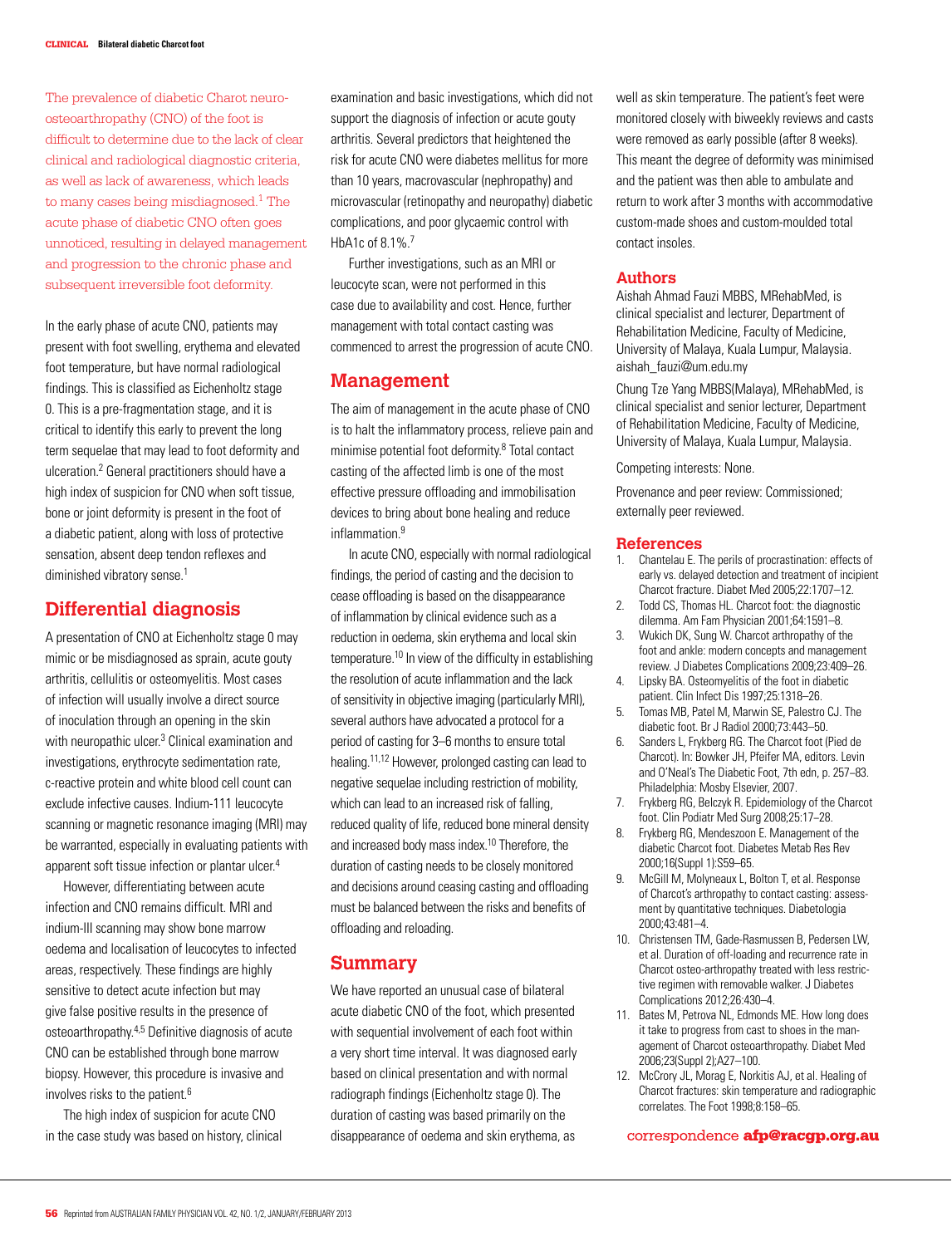The prevalence of diabetic Charot neuro-osteoarthropathy (CNO) of the foot is difficult to determine due to the lack of clear clinical and radiological diagnostic criteria, as well as lack of awareness, which leads to many cases being misdiagnosed.[1] The acute phase of diabetic CNO often goes unnoticed, resulting in delayed management and progression to the chronic phase and subsequent irreversible foot deformity.

In the early phase of acute CNO, patients may present with foot swelling, erythema and elevated foot temperature, but have normal radiological findings. This is classified as Eichenholtz stage 0. This is a pre-fragmentation stage, and it is critical to identify this early to prevent the long term sequelae that may lead to foot deformity and ulceration.[2] General practitioners should have a high index of suspicion for CNO when soft tissue, bone or joint deformity is present in the foot of a diabetic patient, along with loss of protective sensation, absent deep tendon reflexes and diminished vibratory sense.[1]

## Differential diagnosis

A presentation of CNO at Eichenholtz stage 0 may mimic or be misdiagnosed as sprain, acute gouty arthritis, cellulitis or osteomyelitis. Most cases of infection will usually involve a direct source of inoculation through an opening in the skin with neuropathic ulcer.[3] Clinical examination and investigations, erythrocyte sedimentation rate, c-reactive protein and white blood cell count can exclude infective causes. Indium-111 leucocyte scanning or magnetic resonance imaging (MRI) may be warranted, especially in evaluating patients with apparent soft tissue infection or plantar ulcer.[4]

However, differentiating between acute infection and CNO remains difficult. MRI and indium-III scanning may show bone marrow oedema and localisation of leucocytes to infected areas, respectively. These findings are highly sensitive to detect acute infection but may give false positive results in the presence of osteoarthropathy.[4,5] Definitive diagnosis of acute CNO can be established through bone marrow biopsy. However, this procedure is invasive and involves risks to the patient.[6]

The high index of suspicion for acute CNO in the case study was based on history, clinical examination and basic investigations, which did not support the diagnosis of infection or acute gouty arthritis. Several predictors that heightened the risk for acute CNO were diabetes mellitus for more than 10 years, macrovascular (nephropathy) and microvascular (retinopathy and neuropathy) diabetic complications, and poor glycaemic control with HbA1c of 8.1%.[7]

Further investigations, such as an MRI or leucocyte scan, were not performed in this case due to availability and cost. Hence, further management with total contact casting was commenced to arrest the progression of acute CNO.

## Management

The aim of management in the acute phase of CNO is to halt the inflammatory process, relieve pain and minimise potential foot deformity.[8] Total contact casting of the affected limb is one of the most effective pressure offloading and immobilisation devices to bring about bone healing and reduce inflammation.[9]

In acute CNO, especially with normal radiological findings, the period of casting and the decision to cease offloading is based on the disappearance of inflammation by clinical evidence such as a reduction in oedema, skin erythema and local skin temperature.[10] In view of the difficulty in establishing the resolution of acute inflammation and the lack of sensitivity in objective imaging (particularly MRI), several authors have advocated a protocol for a period of casting for 3–6 months to ensure total healing.[11,12] However, prolonged casting can lead to negative sequelae including restriction of mobility, which can lead to an increased risk of falling, reduced quality of life, reduced bone mineral density and increased body mass index.[10] Therefore, the duration of casting needs to be closely monitored and decisions around ceasing casting and offloading must be balanced between the risks and benefits of offloading and reloading.

## Summary

We have reported an unusual case of bilateral acute diabetic CNO of the foot, which presented with sequential involvement of each foot within a very short time interval. It was diagnosed early based on clinical presentation and with normal radiograph findings (Eichenholtz stage 0). The duration of casting was based primarily on the disappearance of oedema and skin erythema, as well as skin temperature. The patient's feet were monitored closely with biweekly reviews and casts were removed as early possible (after 8 weeks). This meant the degree of deformity was minimised and the patient was then able to ambulate and return to work after 3 months with accommodative custom-made shoes and custom-moulded total contact insoles.

## Authors

Aishah Ahmad Fauzi MBBS, MRehabMed, is clinical specialist and lecturer, Department of Rehabilitation Medicine, Faculty of Medicine, University of Malaya, Kuala Lumpur, Malaysia. aishah_fauzi@um.edu.my

Chung Tze Yang MBBS(Malaya), MRehabMed, is clinical specialist and senior lecturer, Department of Rehabilitation Medicine, Faculty of Medicine, University of Malaya, Kuala Lumpur, Malaysia.

Competing interests: None.

Provenance and peer review: Commissioned; externally peer reviewed.

## References

1. Chantelau E. The perils of procrastination: effects of early vs. delayed detection and treatment of incipient Charcot fracture. Diabet Med 2005;22:1707–12.
2. Todd CS, Thomas HL. Charcot foot: the diagnostic dilemma. Am Fam Physician 2001;64:1591–8.
3. Wukich DK, Sung W. Charcot arthropathy of the foot and ankle: modern concepts and management review. J Diabetes Complications 2009;23:409–26.
4. Lipsky BA. Osteomyelitis of the foot in diabetic patient. Clin Infect Dis 1997;25:1318–26.
5. Tomas MB, Patel M, Marwin SE, Palestro CJ. The diabetic foot. Br J Radiol 2000;73:443–50.
6. Sanders L, Frykberg RG. The Charcot foot (Pied de Charcot). In: Bowker JH, Pfeifer MA, editors. Levin and O'Neal's The Diabetic Foot, 7th edn, p. 257–83. Philadelphia: Mosby Elsevier, 2007.
7. Frykberg RG, Belczyk R. Epidemiology of the Charcot foot. Clin Podiatr Med Surg 2008;25:17–28.
8. Frykberg RG, Mendeszoon E. Management of the diabetic Charcot foot. Diabetes Metab Res Rev 2000;16(Suppl 1):S59–65.
9. McGill M, Molyneaux L, Bolton T, et al. Response of Charcot's arthropathy to contact casting: assessment by quantitative techniques. Diabetologia 2000;43:481–4.
10. Christensen TM, Gade-Rasmussen B, Pedersen LW, et al. Duration of off-loading and recurrence rate in Charcot osteo-arthropathy treated with less restrictive regimen with removable walker. J Diabetes Complications 2012;26:430–4.
11. Bates M, Petrova NL, Edmonds ME. How long does it take to progress from cast to shoes in the management of Charcot osteoarthropathy. Diabet Med 2006;23(Suppl 2);A27–100.
12. McCrory JL, Morag E, Norkitis AJ, et al. Healing of Charcot fractures: skin temperature and radiographic correlates. The Foot 1998;8:158–65.

correspondence **afp@racgp.org.au**